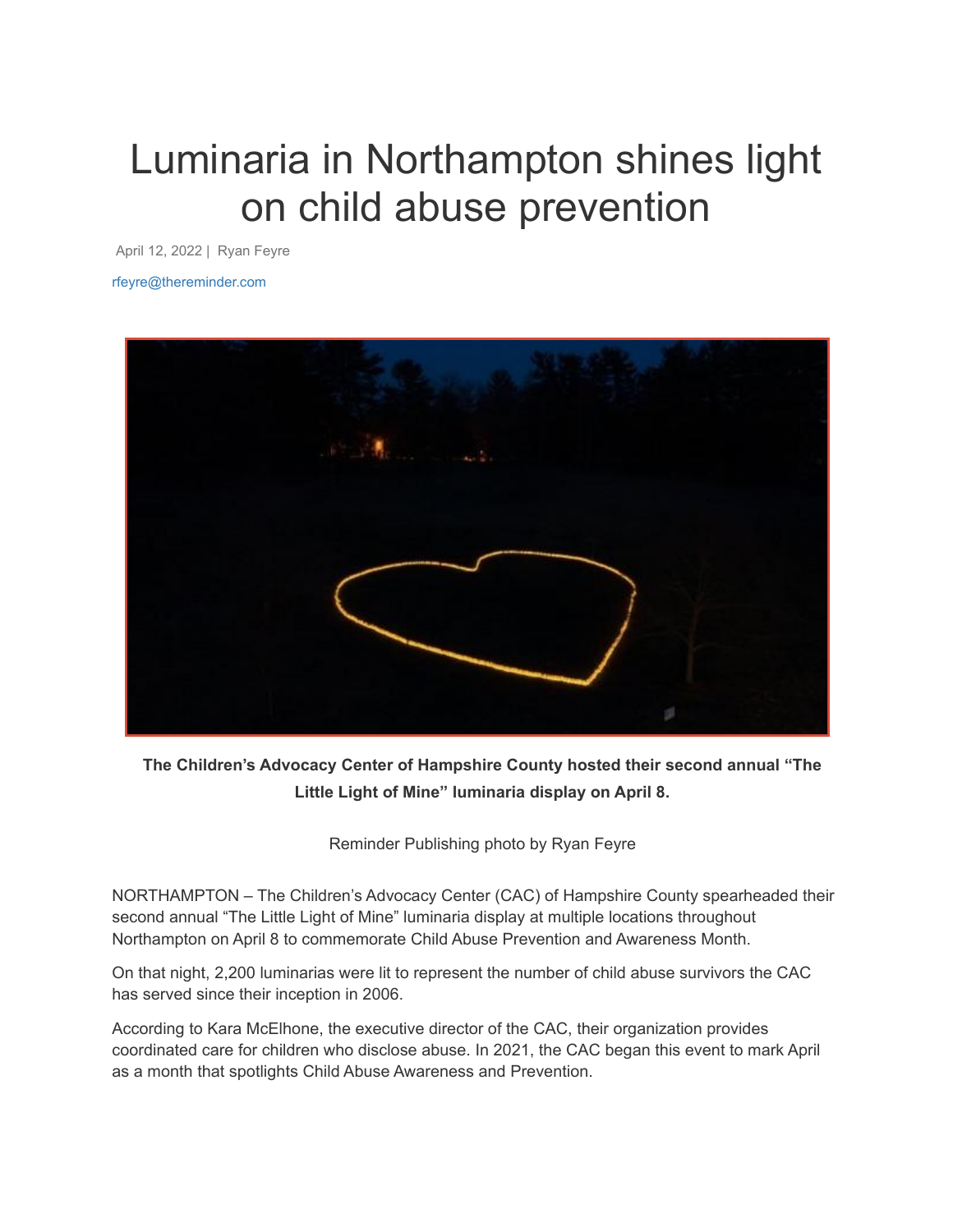# Luminaria in Northampton shines light on child abuse prevention

April 12, 2022 | Ryan Feyre

rfeyre@thereminder.com

**The Children's Advocacy Center of Hampshire County hosted their second annual "The Little Light of Mine" luminaria display on April 8.**

Reminder Publishing photo by Ryan Feyre

NORTHAMPTON – The Children's Advocacy Center (CAC) of Hampshire County spearheaded their second annual "The Little Light of Mine" luminaria display at multiple locations throughout Northampton on April 8 to commemorate Child Abuse Prevention and Awareness Month.

On that night, 2,200 luminarias were lit to represent the number of child abuse survivors the CAC has served since their inception in 2006.

According to Kara McElhone, the executive director of the CAC, their organization provides coordinated care for children who disclose abuse. In 2021, the CAC began this event to mark April as a month that spotlights Child Abuse Awareness and Prevention.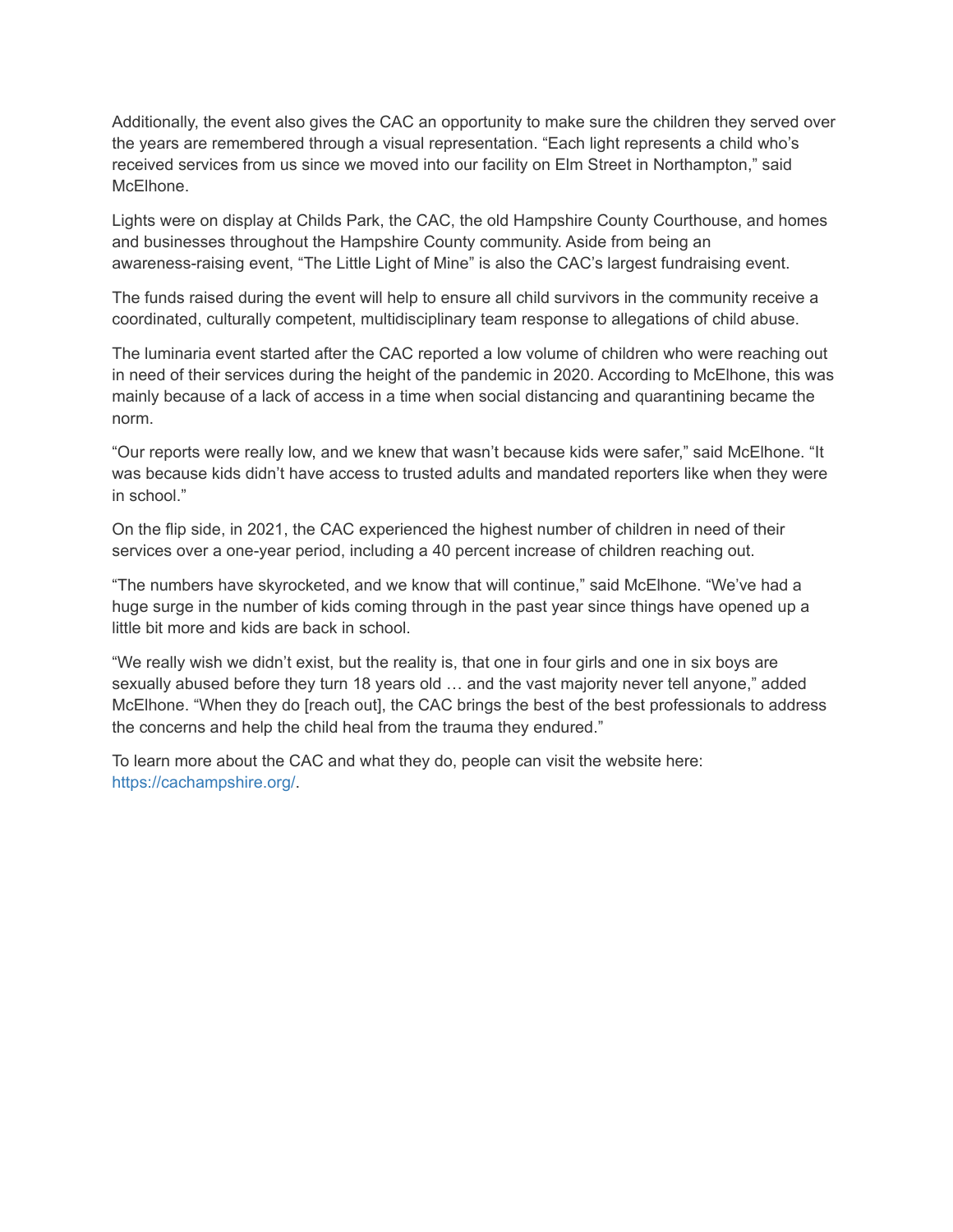Additionally, the event also gives the CAC an opportunity to make sure the children they served over the years are remembered through a visual representation. “Each light represents a child who’s received services from us since we moved into our facility on Elm Street in Northampton,” said McElhone.

Lights were on display at Childs Park, the CAC, the old Hampshire County Courthouse, and homes and businesses throughout the Hampshire County community. Aside from being an awareness-raising event, “The Little Light of Mine” is also the CAC’s largest fundraising event.

The funds raised during the event will help to ensure all child survivors in the community receive a coordinated, culturally competent, multidisciplinary team response to allegations of child abuse.

The luminaria event started after the CAC reported a low volume of children who were reaching out in need of their services during the height of the pandemic in 2020. According to McElhone, this was mainly because of a lack of access in a time when social distancing and quarantining became the norm.

“Our reports were really low, and we knew that wasn’t because kids were safer,” said McElhone. “It was because kids didn’t have access to trusted adults and mandated reporters like when they were in school.”

On the flip side, in 2021, the CAC experienced the highest number of children in need of their services over a one-year period, including a 40 percent increase of children reaching out.

“The numbers have skyrocketed, and we know that will continue,” said McElhone. “We’ve had a huge surge in the number of kids coming through in the past year since things have opened up a little bit more and kids are back in school.

“We really wish we didn’t exist, but the reality is, that one in four girls and one in six boys are sexually abused before they turn 18 years old … and the vast majority never tell anyone,” added McElhone. “When they do [reach out], the CAC brings the best of the best professionals to address the concerns and help the child heal from the trauma they endured.”

To learn more about the CAC and what they do, people can visit the website here: [https://cachampshire.org/](https://cachampshire.org/).